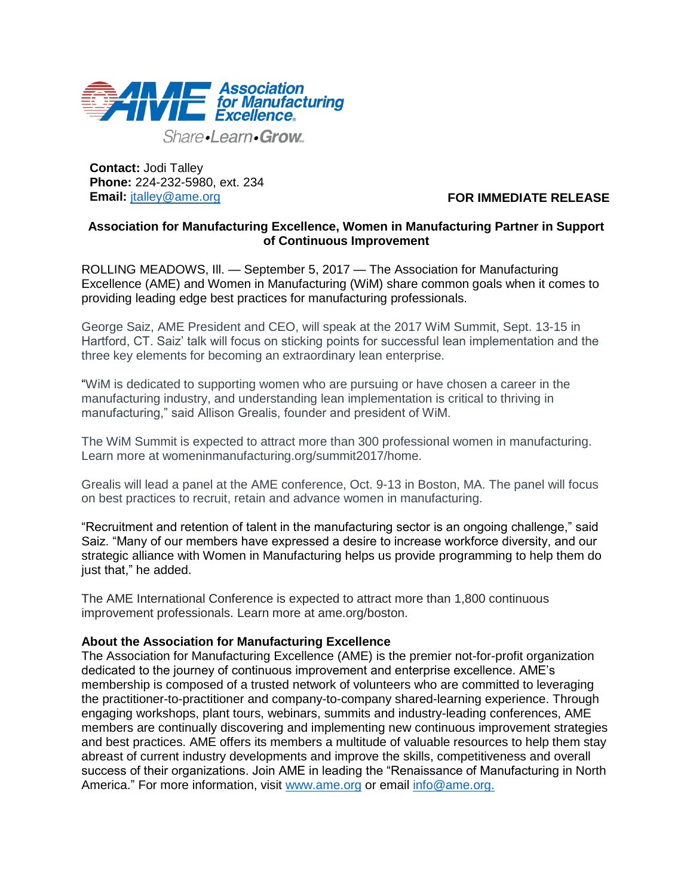Association for Manufacturing Excellence

Share•Learn•Grow

**Contact:** Jodi Talley
**Phone:** 224-232-5980, ext. 234
**Email:** jtalley@ame.org

**FOR IMMEDIATE RELEASE**

**Association for Manufacturing Excellence, Women in Manufacturing Partner in Support of Continuous Improvement**

ROLLING MEADOWS, Ill. — September 5, 2017 — The Association for Manufacturing Excellence (AME) and Women in Manufacturing (WiM) share common goals when it comes to providing leading edge best practices for manufacturing professionals.

George Saiz, AME President and CEO, will speak at the 2017 WiM Summit, Sept. 13-15 in Hartford, CT. Saiz' talk will focus on sticking points for successful lean implementation and the three key elements for becoming an extraordinary lean enterprise.

"WiM is dedicated to supporting women who are pursuing or have chosen a career in the manufacturing industry, and understanding lean implementation is critical to thriving in manufacturing," said Allison Grealis, founder and president of WiM.

The WiM Summit is expected to attract more than 300 professional women in manufacturing. Learn more at womeninmanufacturing.org/summit2017/home.

Grealis will lead a panel at the AME conference, Oct. 9-13 in Boston, MA. The panel will focus on best practices to recruit, retain and advance women in manufacturing.

"Recruitment and retention of talent in the manufacturing sector is an ongoing challenge," said Saiz. "Many of our members have expressed a desire to increase workforce diversity, and our strategic alliance with Women in Manufacturing helps us provide programming to help them do just that," he added.

The AME International Conference is expected to attract more than 1,800 continuous improvement professionals. Learn more at ame.org/boston.

**About the Association for Manufacturing Excellence**

The Association for Manufacturing Excellence (AME) is the premier not-for-profit organization dedicated to the journey of continuous improvement and enterprise excellence. AME's membership is composed of a trusted network of volunteers who are committed to leveraging the practitioner-to-practitioner and company-to-company shared-learning experience. Through engaging workshops, plant tours, webinars, summits and industry-leading conferences, AME members are continually discovering and implementing new continuous improvement strategies and best practices. AME offers its members a multitude of valuable resources to help them stay abreast of current industry developments and improve the skills, competitiveness and overall success of their organizations. Join AME in leading the "Renaissance of Manufacturing in North America." For more information, visit www.ame.org or email info@ame.org.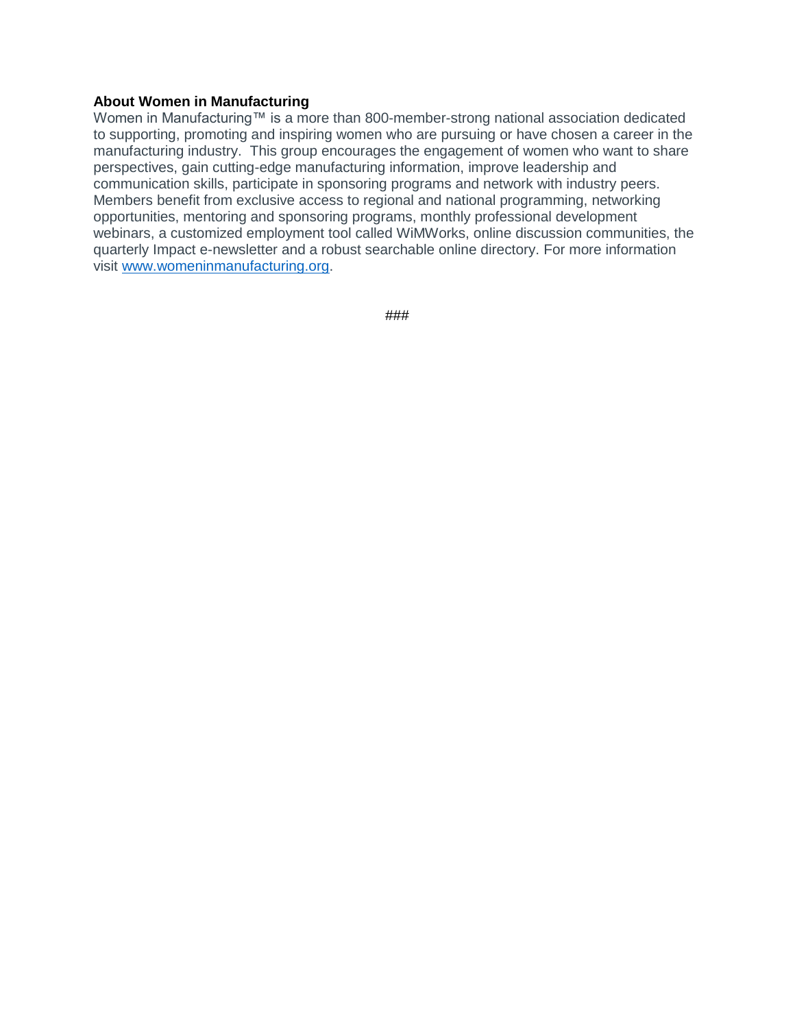**About Women in Manufacturing**

Women in Manufacturing™ is a more than 800-member-strong national association dedicated to supporting, promoting and inspiring women who are pursuing or have chosen a career in the manufacturing industry. This group encourages the engagement of women who want to share perspectives, gain cutting-edge manufacturing information, improve leadership and communication skills, participate in sponsoring programs and network with industry peers. Members benefit from exclusive access to regional and national programming, networking opportunities, mentoring and sponsoring programs, monthly professional development webinars, a customized employment tool called WiMWorks, online discussion communities, the quarterly Impact e-newsletter and a robust searchable online directory. For more information visit [www.womeninmanufacturing.org](http://www.womeninmanufacturing.org).

###